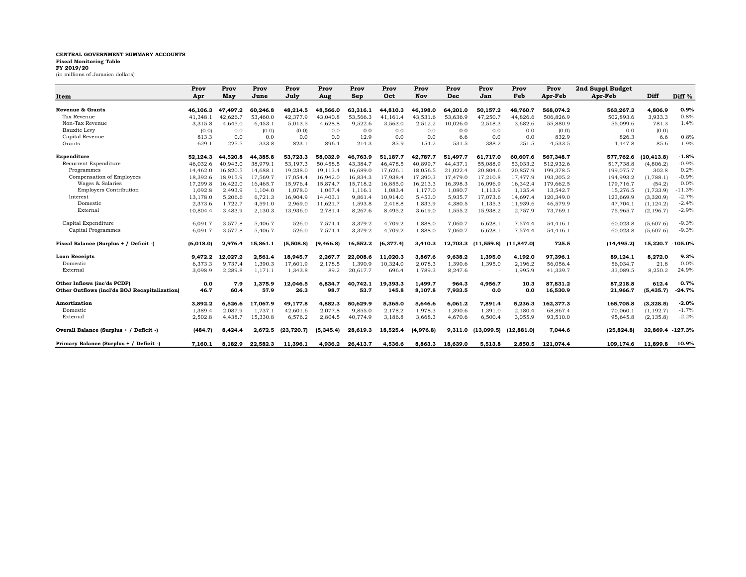**CENTRAL GOVERNMENT SUMMARY ACCOUNTS**
**Fiscal Monitoring Table**
**FY 2019/20**
(in millions of Jamaica dollars)

| Item | Prov Apr | Prov May | Prov June | Prov July | Prov Aug | Prov Sep | Prov Oct | Prov Nov | Prov Dec | Prov Jan | Prov Feb | Prov Apr-Feb | 2nd Suppl Budget Apr-Feb | Diff | Diff % |
|---|---|---|---|---|---|---|---|---|---|---|---|---|---|---|---|
| **Revenue & Grants** | **46,106.3** | **47,497.2** | **60,246.8** | **48,214.5** | **48,566.0** | **63,316.1** | **44,810.3** | **46,198.0** | **64,201.0** | **50,157.2** | **48,760.7** | **568,074.2** | **563,267.3** | **4,806.9** | **0.9%** |
| Tax Revenue | 41,348.1 | 42,626.7 | 53,460.0 | 42,377.9 | 43,040.8 | 53,566.3 | 41,161.4 | 43,531.6 | 53,636.9 | 47,250.7 | 44,826.6 | 506,826.9 | 502,803.6 | 3,933.3 | 0.8% |
| Non-Tax Revenue | 3,315.8 | 4,645.0 | 6,453.1 | 5,013.5 | 4,628.8 | 9,522.6 | 3,563.0 | 2,512.2 | 10,026.0 | 2,518.3 | 3,682.6 | 55,880.9 | 55,099.6 | 781.3 | 1.4% |
| Bauxite Levy | (0.0) | 0.0 | (0.0) | (0.0) | 0.0 | 0.0 | 0.0 | 0.0 | 0.0 | 0.0 | 0.0 | (0.0) | 0.0 | (0.0) | - |
| Capital Revenue | 813.3 | 0.0 | 0.0 | 0.0 | 0.0 | 12.9 | 0.0 | 0.0 | 6.6 | 0.0 | 0.0 | 832.9 | 826.3 | 6.6 | 0.8% |
| Grants | 629.1 | 225.5 | 333.8 | 823.1 | 896.4 | 214.3 | 85.9 | 154.2 | 531.5 | 388.2 | 251.5 | 4,533.5 | 4,447.8 | 85.6 | 1.9% |
| **Expenditure** | **52,124.3** | **44,520.8** | **44,385.8** | **53,723.3** | **58,032.9** | **46,763.9** | **51,187.7** | **42,787.7** | **51,497.7** | **61,717.0** | **60,607.6** | **567,348.7** | **577,762.6** | **(10,413.8)** | **-1.8%** |
| Recurrent Expenditure | 46,032.6 | 40,943.0 | 38,979.1 | 53,197.3 | 50,458.5 | 43,384.7 | 46,478.5 | 40,899.7 | 44,437.1 | 55,088.9 | 53,033.2 | 512,932.6 | 517,738.8 | (4,806.2) | -0.9% |
| Programmes | 14,462.0 | 16,820.5 | 14,688.1 | 19,238.0 | 19,113.4 | 16,689.0 | 17,626.1 | 18,056.5 | 21,022.4 | 20,804.6 | 20,857.9 | 199,378.5 | 199,075.7 | 302.8 | 0.2% |
| Compensation of Employees | 18,392.6 | 18,915.9 | 17,569.7 | 17,054.4 | 16,942.0 | 16,834.3 | 17,938.4 | 17,390.3 | 17,479.0 | 17,210.8 | 17,477.9 | 193,205.2 | 194,993.2 | (1,788.1) | -0.9% |
| Wages & Salaries | 17,299.8 | 16,422.0 | 16,465.7 | 15,976.4 | 15,874.7 | 15,718.2 | 16,855.0 | 16,213.3 | 16,398.3 | 16,096.9 | 16,342.4 | 179,662.5 | 179,716.7 | (54.2) | 0.0% |
| Employers Contribution | 1,092.8 | 2,493.9 | 1,104.0 | 1,078.0 | 1,067.4 | 1,116.1 | 1,083.4 | 1,177.0 | 1,080.7 | 1,113.9 | 1,135.4 | 13,542.7 | 15,276.5 | (1,733.9) | -11.3% |
| Interest | 13,178.0 | 5,206.6 | 6,721.3 | 16,904.9 | 14,403.1 | 9,861.4 | 10,914.0 | 5,453.0 | 5,935.7 | 17,073.6 | 14,697.4 | 120,349.0 | 123,669.9 | (3,320.9) | -2.7% |
| Domestic | 2,373.6 | 1,722.7 | 4,591.0 | 2,969.0 | 11,621.7 | 1,593.8 | 2,418.8 | 1,833.9 | 4,380.5 | 1,135.3 | 11,939.6 | 46,579.9 | 47,704.1 | (1,124.2) | -2.4% |
| External | 10,804.4 | 3,483.9 | 2,130.3 | 13,936.0 | 2,781.4 | 8,267.6 | 8,495.2 | 3,619.0 | 1,555.2 | 15,938.2 | 2,757.9 | 73,769.1 | 75,965.7 | (2,196.7) | -2.9% |
| Capital Expenditure | 6,091.7 | 3,577.8 | 5,406.7 | 526.0 | 7,574.4 | 3,379.2 | 4,709.2 | 1,888.0 | 7,060.7 | 6,628.1 | 7,574.4 | 54,416.1 | 60,023.8 | (5,607.6) | -9.3% |
| Capital Programmes | 6,091.7 | 3,577.8 | 5,406.7 | 526.0 | 7,574.4 | 3,379.2 | 4,709.2 | 1,888.0 | 7,060.7 | 6,628.1 | 7,574.4 | 54,416.1 | 60,023.8 | (5,607.6) | -9.3% |
| **Fiscal Balance (Surplus + / Deficit -)** | **(6,018.0)** | **2,976.4** | **15,861.1** | **(5,508.8)** | **(9,466.8)** | **16,552.2** | **(6,377.4)** | **3,410.3** | **12,703.3** | **(11,559.8)** | **(11,847.0)** | **725.5** | **(14,495.2)** | **15,220.7** | **-105.0%** |
| **Loan Receipts** | **9,472.2** | **12,027.2** | **2,561.4** | **18,945.7** | **2,267.7** | **22,008.6** | **11,020.3** | **3,867.6** | **9,638.2** | **1,395.0** | **4,192.0** | **97,396.1** | **89,124.1** | **8,272.0** | **9.3%** |
| Domestic | 6,373.3 | 9,737.4 | 1,390.3 | 17,601.9 | 2,178.5 | 1,390.9 | 10,324.0 | 2,078.3 | 1,390.6 | 1,395.0 | 2,196.2 | 56,056.4 | 56,034.7 | 21.8 | 0.0% |
| External | 3,098.9 | 2,289.8 | 1,171.1 | 1,343.8 | 89.2 | 20,617.7 | 696.4 | 1,789.3 | 8,247.6 | - | 1,995.9 | 41,339.7 | 33,089.5 | 8,250.2 | 24.9% |
| **Other Inflows (inc'ds PCDF)** | **0.0** | **7.9** | **1,375.9** | **12,046.5** | **6,834.7** | **40,742.1** | **19,393.3** | **1,499.7** | **964.3** | **4,956.7** | **10.3** | **87,831.2** | **87,218.8** | **612.4** | **0.7%** |
| **Other Outflows (incl'ds BOJ Recapitalization)** | **46.7** | **60.4** | **57.9** | **26.3** | **98.7** | **53.7** | **145.8** | **8,107.8** | **7,933.5** | **0.0** | **0.0** | **16,530.9** | **21,966.7** | **(5,435.7)** | **-24.7%** |
| **Amortization** | **3,892.2** | **6,526.6** | **17,067.9** | **49,177.8** | **4,882.3** | **50,629.9** | **5,365.0** | **5,646.6** | **6,061.2** | **7,891.4** | **5,236.3** | **162,377.3** | **165,705.8** | **(3,328.5)** | **-2.0%** |
| Domestic | 1,389.4 | 2,087.9 | 1,737.1 | 42,601.6 | 2,077.8 | 9,855.0 | 2,178.2 | 1,978.3 | 1,390.6 | 1,391.0 | 2,180.4 | 68,867.4 | 70,060.1 | (1,192.7) | -1.7% |
| External | 2,502.8 | 4,438.7 | 15,330.8 | 6,576.2 | 2,804.5 | 40,774.9 | 3,186.8 | 3,668.3 | 4,670.6 | 6,500.4 | 3,055.9 | 93,510.0 | 95,645.8 | (2,135.8) | -2.2% |
| **Overall Balance (Surplus + / Deficit -)** | **(484.7)** | **8,424.4** | **2,672.5** | **(23,720.7)** | **(5,345.4)** | **28,619.3** | **18,525.4** | **(4,976.8)** | **9,311.0** | **(13,099.5)** | **(12,881.0)** | **7,044.6** | **(25,824.8)** | **32,869.4** | **-127.3%** |
| **Primary Balance (Surplus + / Deficit -)** | **7,160.1** | **8,182.9** | **22,582.3** | **11,396.1** | **4,936.2** | **26,413.7** | **4,536.6** | **8,863.3** | **18,639.0** | **5,513.8** | **2,850.5** | **121,074.4** | **109,174.6** | **11,899.8** | **10.9%** |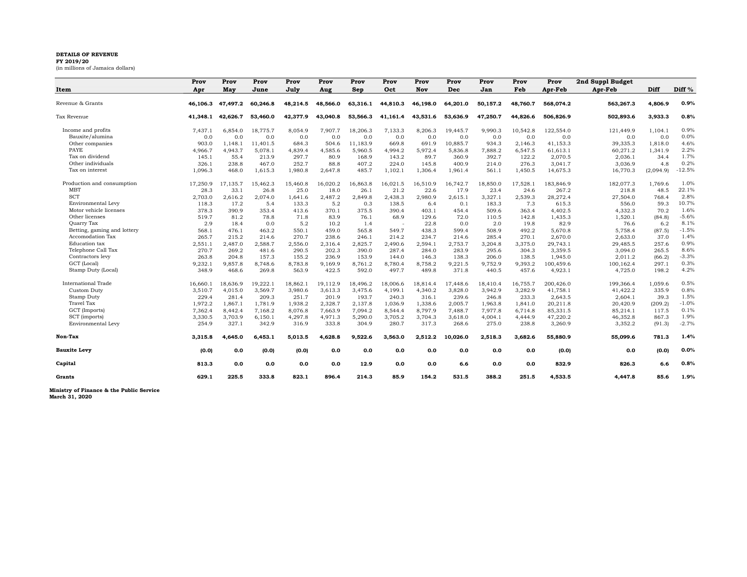**DETAILS OF REVENUE**
**FY 2019/20**
(in millions of Jamaica dollars)

| Item | Prov Apr | Prov May | Prov June | Prov July | Prov Aug | Prov Sep | Prov Oct | Prov Nov | Prov Dec | Prov Jan | Prov Feb | Prov Apr-Feb | 2nd Suppl Budget Apr-Feb | Diff | Diff % |
|---|---|---|---|---|---|---|---|---|---|---|---|---|---|---|---|
| Revenue & Grants | **46,106.3** | **47,497.2** | **60,246.8** | **48,214.5** | **48,566.0** | **63,316.1** | **44,810.3** | **46,198.0** | **64,201.0** | **50,157.2** | **48,760.7** | **568,074.2** | **563,267.3** | **4,806.9** | **0.9%** |
| Tax Revenue | **41,348.1** | **42,626.7** | **53,460.0** | **42,377.9** | **43,040.8** | **53,566.3** | **41,161.4** | **43,531.6** | **53,636.9** | **47,250.7** | **44,826.6** | **506,826.9** | **502,893.6** | **3,933.3** | **0.8%** |
| Income and profits | 7,437.1 | 6,854.0 | 18,775.7 | 8,054.9 | 7,907.7 | 18,206.3 | 7,133.3 | 8,206.3 | 19,445.7 | 9,990.3 | 10,542.8 | 122,554.0 | 121,449.9 | 1,104.1 | 0.9% |
| Bauxite/alumina | 0.0 | 0.0 | 0.0 | 0.0 | 0.0 | 0.0 | 0.0 | 0.0 | 0.0 | 0.0 | 0.0 | 0.0 | 0.0 | 0.0 | 0.0% |
| Other companies | 903.0 | 1,148.1 | 11,401.5 | 684.3 | 504.6 | 11,183.9 | 669.8 | 691.9 | 10,885.7 | 934.3 | 2,146.3 | 41,153.3 | 39,335.3 | 1,818.0 | 4.6% |
| PAYE | 4,966.7 | 4,943.7 | 5,078.1 | 4,839.4 | 4,585.6 | 5,960.5 | 4,994.2 | 5,972.4 | 5,836.8 | 7,888.2 | 6,547.5 | 61,613.1 | 60,271.2 | 1,341.9 | 2.2% |
| Tax on dividend | 145.1 | 55.4 | 213.9 | 297.7 | 80.9 | 168.9 | 143.2 | 89.7 | 360.9 | 392.7 | 122.2 | 2,070.5 | 2,036.1 | 34.4 | 1.7% |
| Other individuals | 326.1 | 238.8 | 467.0 | 252.7 | 88.8 | 407.2 | 224.0 | 145.8 | 400.9 | 214.0 | 276.3 | 3,041.7 | 3,036.9 | 4.8 | 0.2% |
| Tax on interest | 1,096.3 | 468.0 | 1,615.3 | 1,980.8 | 2,647.8 | 485.7 | 1,102.1 | 1,306.4 | 1,961.4 | 561.1 | 1,450.5 | 14,675.3 | 16,770.3 | (2,094.9) | -12.5% |
| Production and consumption | 17,250.9 | 17,135.7 | 15,462.3 | 15,460.8 | 16,020.2 | 16,863.8 | 16,021.5 | 16,510.9 | 16,742.7 | 18,850.0 | 17,528.1 | 183,846.9 | 182,077.3 | 1,769.6 | 1.0% |
| MBT | 28.3 | 33.1 | 26.8 | 25.0 | 18.0 | 26.1 | 21.2 | 22.6 | 17.9 | 23.4 | 24.6 | 267.2 | 218.8 | 48.5 | 22.1% |
| SCT | 2,703.0 | 2,616.2 | 2,074.0 | 1,641.6 | 2,487.2 | 2,849.8 | 2,438.3 | 2,980.9 | 2,615.1 | 3,327.1 | 2,539.3 | 28,272.4 | 27,504.0 | 768.4 | 2.8% |
| Environmental Levy | 118.3 | 17.2 | 5.4 | 133.3 | 5.2 | 0.3 | 138.5 | 6.4 | 0.1 | 183.3 | 7.3 | 615.3 | 556.0 | 59.3 | 10.7% |
| Motor vehicle licenses | 378.3 | 390.9 | 353.4 | 413.6 | 370.1 | 375.5 | 390.4 | 403.1 | 454.4 | 509.6 | 363.4 | 4,402.5 | 4,332.3 | 70.2 | 1.6% |
| Other licenses | 519.7 | 81.2 | 78.8 | 71.8 | 83.9 | 76.1 | 68.9 | 129.6 | 72.0 | 110.5 | 142.8 | 1,435.3 | 1,520.1 | (84.8) | -5.6% |
| Quarry Tax | 2.9 | 18.4 | 0.0 | 5.2 | 10.2 | 1.4 | - | 22.8 | 0.0 | 2.0 | 19.8 | 82.9 | 76.6 | 6.2 | 8.1% |
| Betting, gaming and lottery | 568.1 | 476.1 | 463.2 | 550.1 | 459.0 | 565.8 | 549.7 | 438.3 | 599.4 | 508.9 | 492.2 | 5,670.8 | 5,758.4 | (87.5) | -1.5% |
| Accomodation Tax | 265.7 | 215.2 | 214.6 | 270.7 | 238.6 | 246.1 | 214.2 | 234.7 | 214.6 | 285.4 | 270.1 | 2,670.0 | 2,633.0 | 37.0 | 1.4% |
| Education tax | 2,551.1 | 2,487.0 | 2,588.7 | 2,556.0 | 2,316.4 | 2,825.7 | 2,490.6 | 2,594.1 | 2,753.7 | 3,204.8 | 3,375.0 | 29,743.1 | 29,485.5 | 257.6 | 0.9% |
| Telephone Call Tax | 270.7 | 269.2 | 481.6 | 290.5 | 202.3 | 390.0 | 287.4 | 284.0 | 283.9 | 295.6 | 304.3 | 3,359.5 | 3,094.0 | 265.5 | 8.6% |
| Contractors levy | 263.8 | 204.8 | 157.3 | 155.2 | 236.9 | 153.9 | 144.0 | 146.3 | 138.3 | 206.0 | 138.5 | 1,945.0 | 2,011.2 | (66.2) | -3.3% |
| GCT (Local) | 9,232.1 | 9,857.8 | 8,748.6 | 8,783.8 | 9,169.9 | 8,761.2 | 8,780.4 | 8,758.2 | 9,221.5 | 9,752.9 | 9,393.2 | 100,459.6 | 100,162.4 | 297.1 | 0.3% |
| Stamp Duty (Local) | 348.9 | 468.6 | 269.8 | 563.9 | 422.5 | 592.0 | 497.7 | 489.8 | 371.8 | 440.5 | 457.6 | 4,923.1 | 4,725.0 | 198.2 | 4.2% |
| International Trade | 16,660.1 | 18,636.9 | 19,222.1 | 18,862.1 | 19,112.9 | 18,496.2 | 18,006.6 | 18,814.4 | 17,448.6 | 18,410.4 | 16,755.7 | 200,426.0 | 199,366.4 | 1,059.6 | 0.5% |
| Custom Duty | 3,510.7 | 4,015.0 | 3,569.7 | 3,980.6 | 3,613.3 | 3,475.6 | 4,199.1 | 4,340.2 | 3,828.0 | 3,942.9 | 3,282.9 | 41,758.1 | 41,422.2 | 335.9 | 0.8% |
| Stamp Duty | 229.4 | 281.4 | 209.3 | 251.7 | 201.9 | 193.7 | 240.3 | 316.1 | 239.6 | 246.8 | 233.3 | 2,643.5 | 2,604.1 | 39.3 | 1.5% |
| Travel Tax | 1,972.2 | 1,867.1 | 1,781.9 | 1,938.2 | 2,328.7 | 2,137.8 | 1,036.9 | 1,338.6 | 2,005.7 | 1,963.8 | 1,841.0 | 20,211.8 | 20,420.9 | (209.2) | -1.0% |
| GCT (Imports) | 7,362.4 | 8,442.4 | 7,168.2 | 8,076.8 | 7,663.9 | 7,094.2 | 8,544.4 | 8,797.9 | 7,488.7 | 7,977.8 | 6,714.8 | 85,331.5 | 85,214.1 | 117.5 | 0.1% |
| SCT (imports) | 3,330.5 | 3,703.9 | 6,150.1 | 4,297.8 | 4,971.3 | 5,290.0 | 3,705.2 | 3,704.3 | 3,618.0 | 4,004.1 | 4,444.9 | 47,220.2 | 46,352.8 | 867.3 | 1.9% |
| Environmental Levy | 254.9 | 327.1 | 342.9 | 316.9 | 333.8 | 304.9 | 280.7 | 317.3 | 268.6 | 275.0 | 238.8 | 3,260.9 | 3,352.2 | (91.3) | -2.7% |
| **Non-Tax** | **3,315.8** | **4,645.0** | **6,453.1** | **5,013.5** | **4,628.8** | **9,522.6** | **3,563.0** | **2,512.2** | **10,026.0** | **2,518.3** | **3,682.6** | **55,880.9** | **55,099.6** | **781.3** | **1.4%** |
| **Bauxite Levy** | **(0.0)** | **0.0** | **(0.0)** | **(0.0)** | **0.0** | **0.0** | **0.0** | **0.0** | **0.0** | **0.0** | **0.0** | **(0.0)** | **0.0** | **(0.0)** | **0.0%** |
| **Capital** | **813.3** | **0.0** | **0.0** | **0.0** | **0.0** | **12.9** | **0.0** | **0.0** | **6.6** | **0.0** | **0.0** | **832.9** | **826.3** | **6.6** | **0.8%** |
| **Grants** | **629.1** | **225.5** | **333.8** | **823.1** | **896.4** | **214.3** | **85.9** | **154.2** | **531.5** | **388.2** | **251.5** | **4,533.5** | **4,447.8** | **85.6** | **1.9%** |

**Ministry of Finance & the Public Service**
**March 31, 2020**